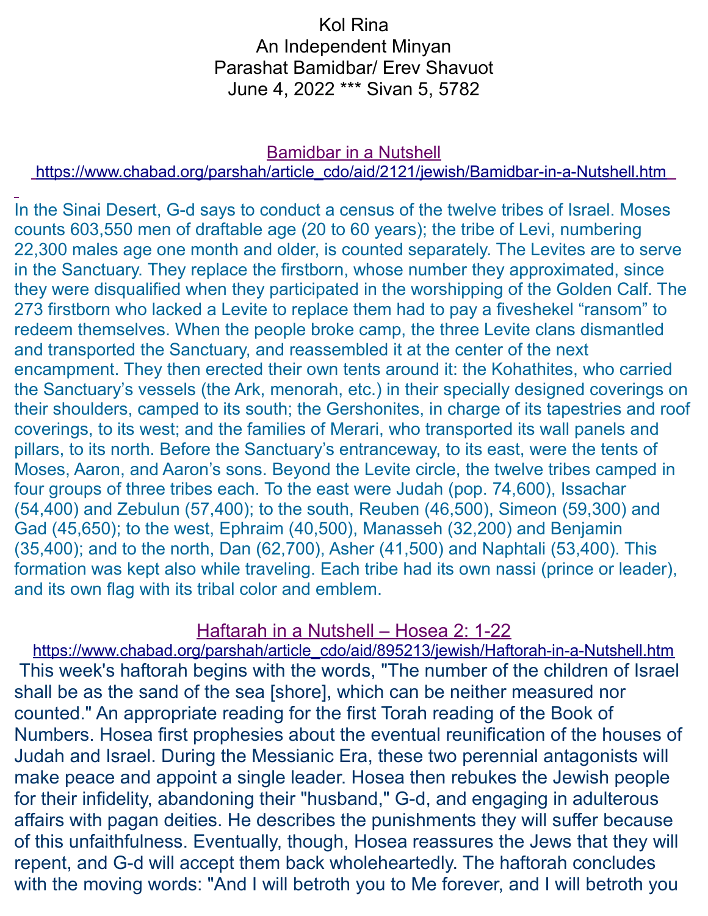Kol Rina
An Independent Minyan
Parashat Bamidbar/ Erev Shavuot
June 4, 2022 *** Sivan 5, 5782

## Bamidbar in a Nutshell

https://www.chabad.org/parshah/article_cdo/aid/2121/jewish/Bamidbar-in-a-Nutshell.htm

In the Sinai Desert, G-d says to conduct a census of the twelve tribes of Israel. Moses counts 603,550 men of draftable age (20 to 60 years); the tribe of Levi, numbering 22,300 males age one month and older, is counted separately. The Levites are to serve in the Sanctuary. They replace the firstborn, whose number they approximated, since they were disqualified when they participated in the worshipping of the Golden Calf. The 273 firstborn who lacked a Levite to replace them had to pay a fiveshekel "ransom" to redeem themselves. When the people broke camp, the three Levite clans dismantled and transported the Sanctuary, and reassembled it at the center of the next encampment. They then erected their own tents around it: the Kohathites, who carried the Sanctuary's vessels (the Ark, menorah, etc.) in their specially designed coverings on their shoulders, camped to its south; the Gershonites, in charge of its tapestries and roof coverings, to its west; and the families of Merari, who transported its wall panels and pillars, to its north. Before the Sanctuary's entranceway, to its east, were the tents of Moses, Aaron, and Aaron's sons. Beyond the Levite circle, the twelve tribes camped in four groups of three tribes each. To the east were Judah (pop. 74,600), Issachar (54,400) and Zebulun (57,400); to the south, Reuben (46,500), Simeon (59,300) and Gad (45,650); to the west, Ephraim (40,500), Manasseh (32,200) and Benjamin (35,400); and to the north, Dan (62,700), Asher (41,500) and Naphtali (53,400). This formation was kept also while traveling. Each tribe had its own nassi (prince or leader), and its own flag with its tribal color and emblem.

## Haftarah in a Nutshell – Hosea 2: 1-22

https://www.chabad.org/parshah/article_cdo/aid/895213/jewish/Haftorah-in-a-Nutshell.htm

This week's haftorah begins with the words, "The number of the children of Israel shall be as the sand of the sea [shore], which can be neither measured nor counted." An appropriate reading for the first Torah reading of the Book of Numbers. Hosea first prophesies about the eventual reunification of the houses of Judah and Israel. During the Messianic Era, these two perennial antagonists will make peace and appoint a single leader. Hosea then rebukes the Jewish people for their infidelity, abandoning their "husband," G-d, and engaging in adulterous affairs with pagan deities. He describes the punishments they will suffer because of this unfaithfulness. Eventually, though, Hosea reassures the Jews that they will repent, and G-d will accept them back wholeheartedly. The haftorah concludes with the moving words: "And I will betroth you to Me forever, and I will betroth you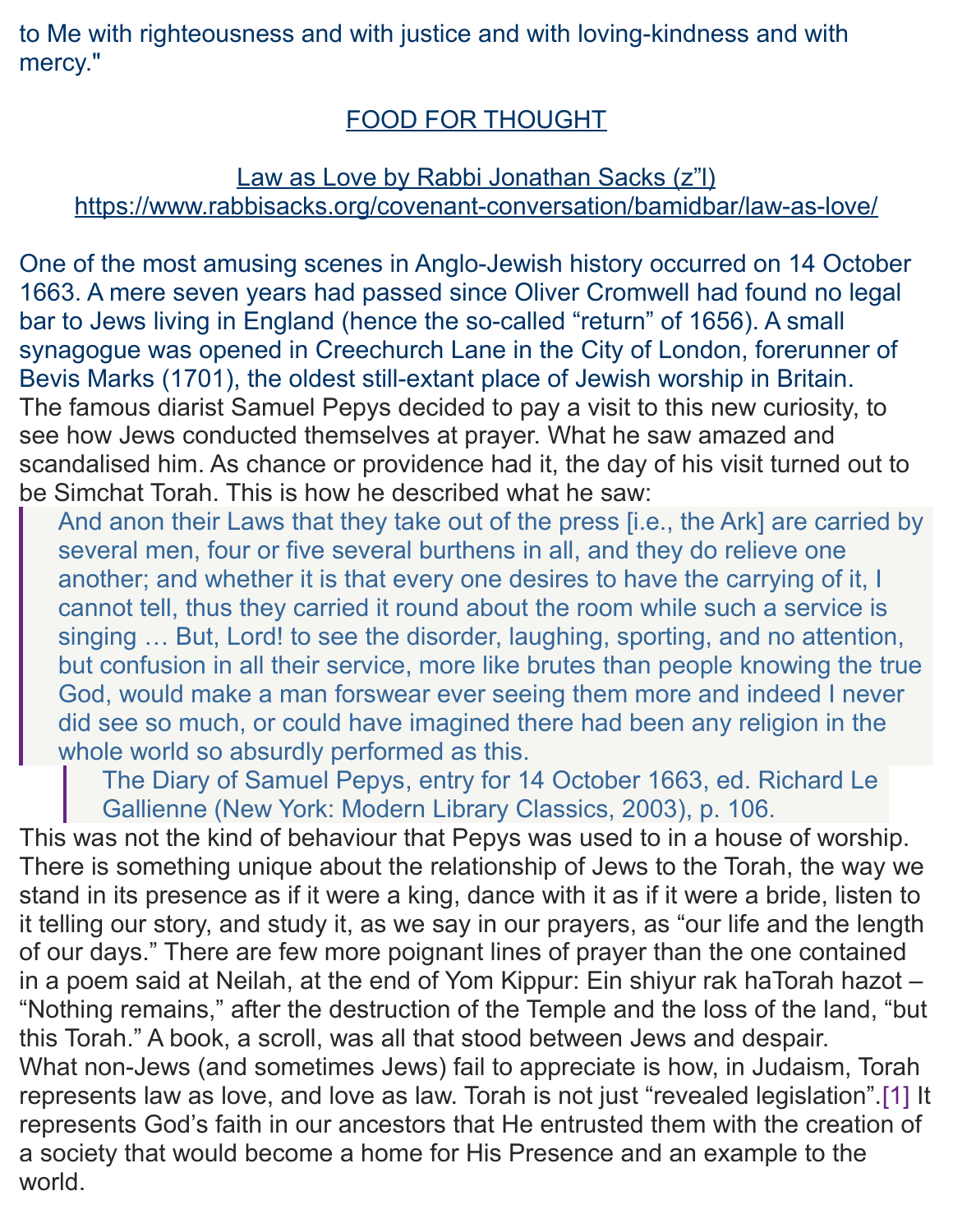to Me with righteousness and with justice and with loving-kindness and with mercy."

## FOOD FOR THOUGHT

### Law as Love by Rabbi Jonathan Sacks (z"l)
https://www.rabbisacks.org/covenant-conversation/bamidbar/law-as-love/

One of the most amusing scenes in Anglo-Jewish history occurred on 14 October 1663. A mere seven years had passed since Oliver Cromwell had found no legal bar to Jews living in England (hence the so-called "return" of 1656). A small synagogue was opened in Creechurch Lane in the City of London, forerunner of Bevis Marks (1701), the oldest still-extant place of Jewish worship in Britain. The famous diarist Samuel Pepys decided to pay a visit to this new curiosity, to see how Jews conducted themselves at prayer. What he saw amazed and scandalised him. As chance or providence had it, the day of his visit turned out to be Simchat Torah. This is how he described what he saw:

> And anon their Laws that they take out of the press [i.e., the Ark] are carried by several men, four or five several burthens in all, and they do relieve one another; and whether it is that every one desires to have the carrying of it, I cannot tell, thus they carried it round about the room while such a service is singing … But, Lord! to see the disorder, laughing, sporting, and no attention, but confusion in all their service, more like brutes than people knowing the true God, would make a man forswear ever seeing them more and indeed I never did see so much, or could have imagined there had been any religion in the whole world so absurdly performed as this.
>
> > The Diary of Samuel Pepys, entry for 14 October 1663, ed. Richard Le Gallienne (New York: Modern Library Classics, 2003), p. 106.

This was not the kind of behaviour that Pepys was used to in a house of worship. There is something unique about the relationship of Jews to the Torah, the way we stand in its presence as if it were a king, dance with it as if it were a bride, listen to it telling our story, and study it, as we say in our prayers, as "our life and the length of our days." There are few more poignant lines of prayer than the one contained in a poem said at Neilah, at the end of Yom Kippur: Ein shiyur rak haTorah hazot – "Nothing remains," after the destruction of the Temple and the loss of the land, "but this Torah." A book, a scroll, was all that stood between Jews and despair.

What non-Jews (and sometimes Jews) fail to appreciate is how, in Judaism, Torah represents law as love, and love as law. Torah is not just "revealed legislation".[1] It represents God's faith in our ancestors that He entrusted them with the creation of a society that would become a home for His Presence and an example to the world.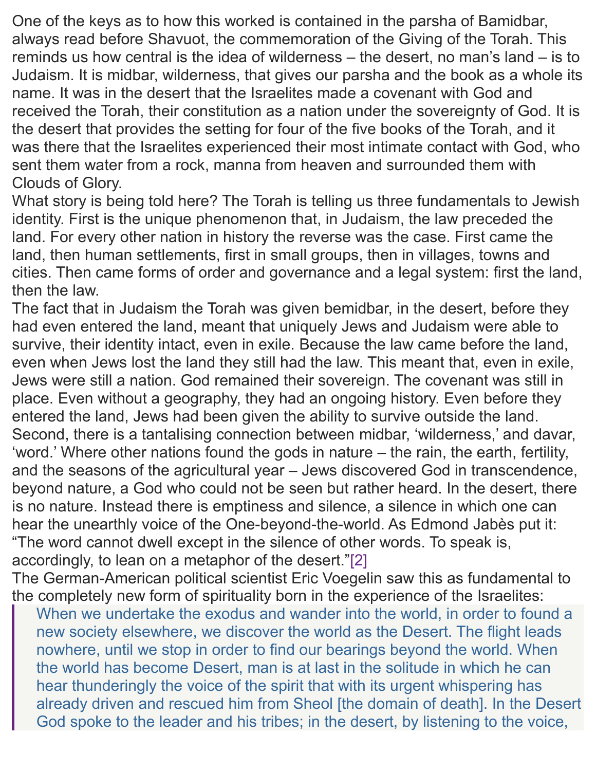One of the keys as to how this worked is contained in the parsha of Bamidbar, always read before Shavuot, the commemoration of the Giving of the Torah. This reminds us how central is the idea of wilderness – the desert, no man's land – is to Judaism. It is midbar, wilderness, that gives our parsha and the book as a whole its name. It was in the desert that the Israelites made a covenant with God and received the Torah, their constitution as a nation under the sovereignty of God. It is the desert that provides the setting for four of the five books of the Torah, and it was there that the Israelites experienced their most intimate contact with God, who sent them water from a rock, manna from heaven and surrounded them with Clouds of Glory.

What story is being told here? The Torah is telling us three fundamentals to Jewish identity. First is the unique phenomenon that, in Judaism, the law preceded the land. For every other nation in history the reverse was the case. First came the land, then human settlements, first in small groups, then in villages, towns and cities. Then came forms of order and governance and a legal system: first the land, then the law.

The fact that in Judaism the Torah was given bemidbar, in the desert, before they had even entered the land, meant that uniquely Jews and Judaism were able to survive, their identity intact, even in exile. Because the law came before the land, even when Jews lost the land they still had the law. This meant that, even in exile, Jews were still a nation. God remained their sovereign. The covenant was still in place. Even without a geography, they had an ongoing history. Even before they entered the land, Jews had been given the ability to survive outside the land.

Second, there is a tantalising connection between midbar, 'wilderness,' and davar, 'word.' Where other nations found the gods in nature – the rain, the earth, fertility, and the seasons of the agricultural year – Jews discovered God in transcendence, beyond nature, a God who could not be seen but rather heard. In the desert, there is no nature. Instead there is emptiness and silence, a silence in which one can hear the unearthly voice of the One-beyond-the-world. As Edmond Jabès put it: "The word cannot dwell except in the silence of other words. To speak is, accordingly, to lean on a metaphor of the desert."[2]

The German-American political scientist Eric Voegelin saw this as fundamental to the completely new form of spirituality born in the experience of the Israelites:

> When we undertake the exodus and wander into the world, in order to found a new society elsewhere, we discover the world as the Desert. The flight leads nowhere, until we stop in order to find our bearings beyond the world. When the world has become Desert, man is at last in the solitude in which he can hear thunderingly the voice of the spirit that with its urgent whispering has already driven and rescued him from Sheol [the domain of death]. In the Desert God spoke to the leader and his tribes; in the desert, by listening to the voice,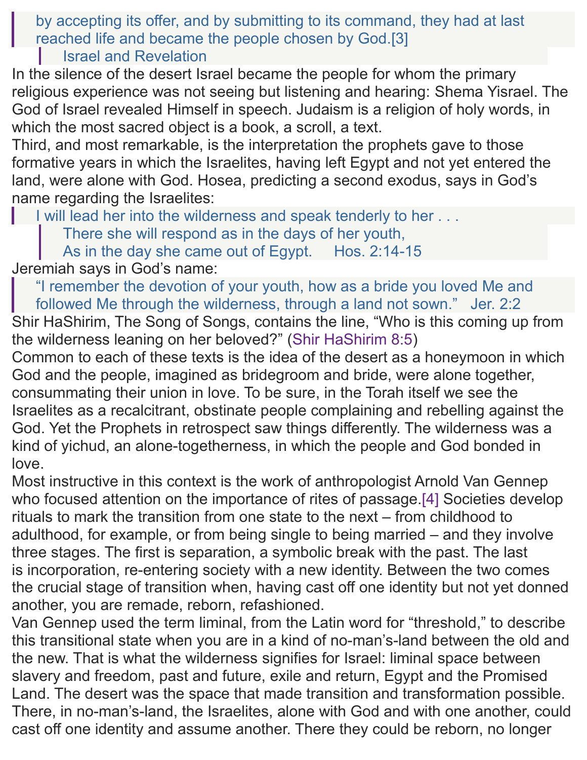> by accepting its offer, and by submitting to its command, they had at last reached life and became the people chosen by God.[3]
>
> > Israel and Revelation

In the silence of the desert Israel became the people for whom the primary religious experience was not seeing but listening and hearing: Shema Yisrael. The God of Israel revealed Himself in speech. Judaism is a religion of holy words, in which the most sacred object is a book, a scroll, a text.

Third, and most remarkable, is the interpretation the prophets gave to those formative years in which the Israelites, having left Egypt and not yet entered the land, were alone with God. Hosea, predicting a second exodus, says in God's name regarding the Israelites:

> I will lead her into the wilderness and speak tenderly to her . . .
>
> > There she will respond as in the days of her youth,
> > As in the day she came out of Egypt.     Hos. 2:14-15

Jeremiah says in God's name:

> "I remember the devotion of your youth, how as a bride you loved Me and followed Me through the wilderness, through a land not sown."   Jer. 2:2

Shir HaShirim, The Song of Songs, contains the line, "Who is this coming up from the wilderness leaning on her beloved?" (Shir HaShirim 8:5)

Common to each of these texts is the idea of the desert as a honeymoon in which God and the people, imagined as bridegroom and bride, were alone together, consummating their union in love. To be sure, in the Torah itself we see the Israelites as a recalcitrant, obstinate people complaining and rebelling against the God. Yet the Prophets in retrospect saw things differently. The wilderness was a kind of yichud, an alone-togetherness, in which the people and God bonded in love.

Most instructive in this context is the work of anthropologist Arnold Van Gennep who focused attention on the importance of rites of passage.[4] Societies develop rituals to mark the transition from one state to the next – from childhood to adulthood, for example, or from being single to being married – and they involve three stages. The first is separation, a symbolic break with the past. The last is incorporation, re-entering society with a new identity. Between the two comes the crucial stage of transition when, having cast off one identity but not yet donned another, you are remade, reborn, refashioned.

Van Gennep used the term liminal, from the Latin word for "threshold," to describe this transitional state when you are in a kind of no-man's-land between the old and the new. That is what the wilderness signifies for Israel: liminal space between slavery and freedom, past and future, exile and return, Egypt and the Promised Land. The desert was the space that made transition and transformation possible. There, in no-man's-land, the Israelites, alone with God and with one another, could cast off one identity and assume another. There they could be reborn, no longer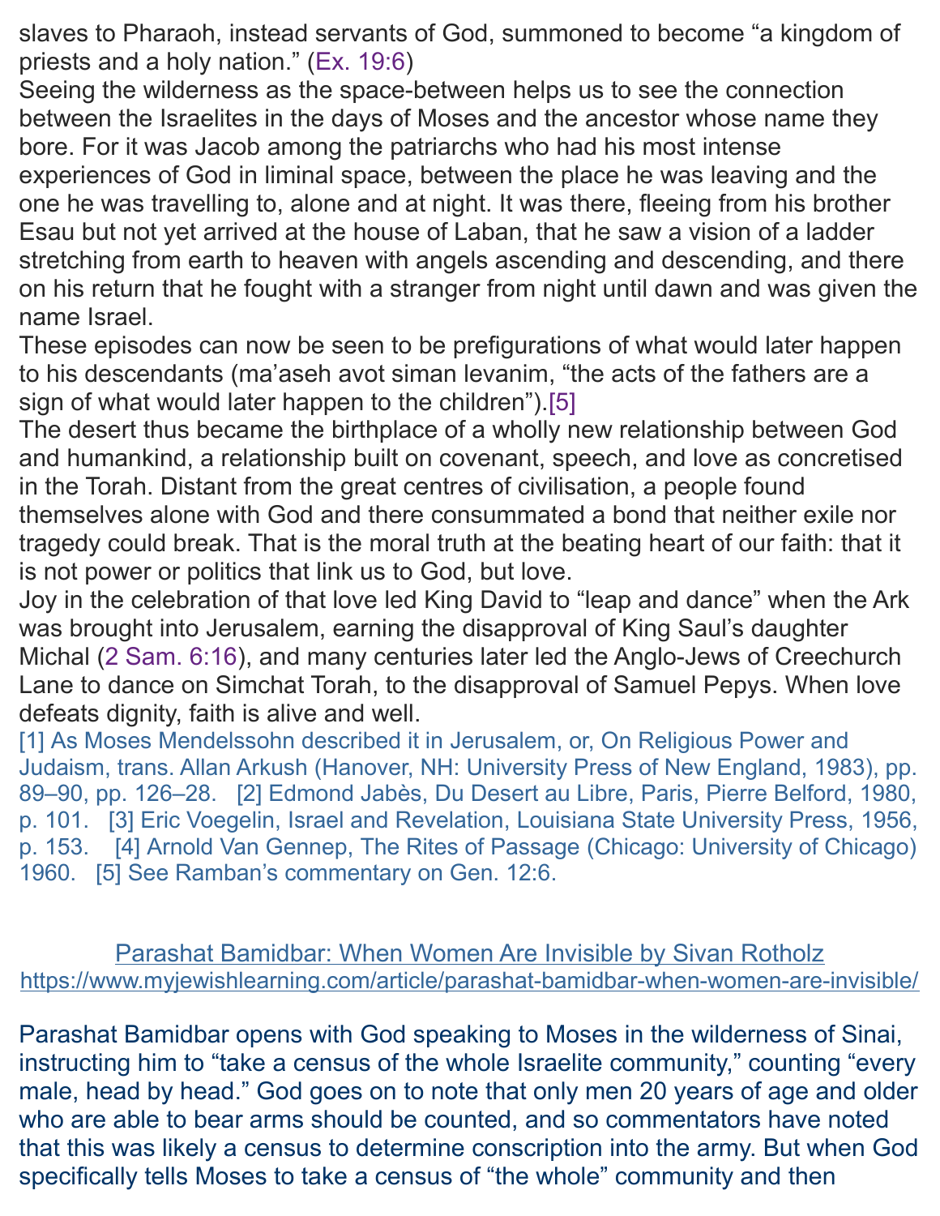slaves to Pharaoh, instead servants of God, summoned to become “a kingdom of priests and a holy nation.” (Ex. 19:6)

Seeing the wilderness as the space-between helps us to see the connection between the Israelites in the days of Moses and the ancestor whose name they bore. For it was Jacob among the patriarchs who had his most intense experiences of God in liminal space, between the place he was leaving and the one he was travelling to, alone and at night. It was there, fleeing from his brother Esau but not yet arrived at the house of Laban, that he saw a vision of a ladder stretching from earth to heaven with angels ascending and descending, and there on his return that he fought with a stranger from night until dawn and was given the name Israel.

These episodes can now be seen to be prefigurations of what would later happen to his descendants (ma’aseh avot siman levanim, “the acts of the fathers are a sign of what would later happen to the children”).[5]

The desert thus became the birthplace of a wholly new relationship between God and humankind, a relationship built on covenant, speech, and love as concretised in the Torah. Distant from the great centres of civilisation, a people found themselves alone with God and there consummated a bond that neither exile nor tragedy could break. That is the moral truth at the beating heart of our faith: that it is not power or politics that link us to God, but love.

Joy in the celebration of that love led King David to “leap and dance” when the Ark was brought into Jerusalem, earning the disapproval of King Saul’s daughter Michal (2 Sam. 6:16), and many centuries later led the Anglo-Jews of Creechurch Lane to dance on Simchat Torah, to the disapproval of Samuel Pepys. When love defeats dignity, faith is alive and well.

[1] As Moses Mendelssohn described it in Jerusalem, or, On Religious Power and Judaism, trans. Allan Arkush (Hanover, NH: University Press of New England, 1983), pp. 89–90, pp. 126–28. [2] Edmond Jabès, Du Desert au Libre, Paris, Pierre Belford, 1980, p. 101. [3] Eric Voegelin, Israel and Revelation, Louisiana State University Press, 1956, p. 153. [4] Arnold Van Gennep, The Rites of Passage (Chicago: University of Chicago) 1960. [5] See Ramban’s commentary on Gen. 12:6.

## Parashat Bamidbar: When Women Are Invisible by Sivan Rotholz

https://www.myjewishlearning.com/article/parashat-bamidbar-when-women-are-invisible/

Parashat Bamidbar opens with God speaking to Moses in the wilderness of Sinai, instructing him to “take a census of the whole Israelite community,” counting “every male, head by head.” God goes on to note that only men 20 years of age and older who are able to bear arms should be counted, and so commentators have noted that this was likely a census to determine conscription into the army. But when God specifically tells Moses to take a census of “the whole” community and then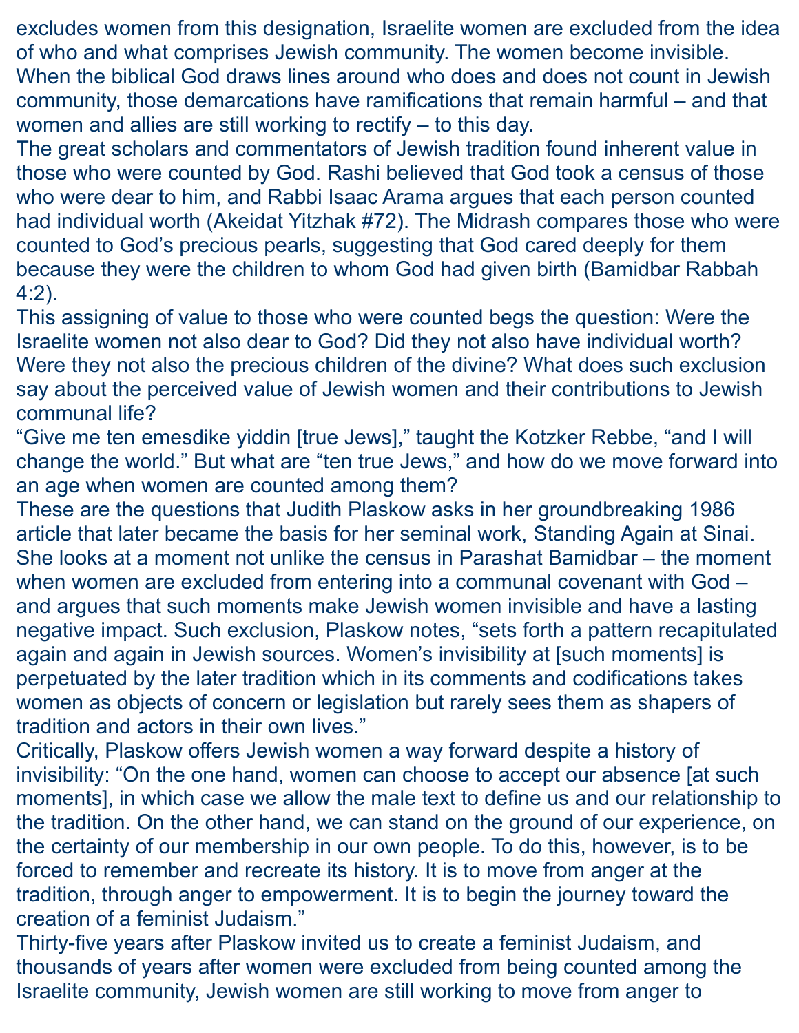excludes women from this designation, Israelite women are excluded from the idea of who and what comprises Jewish community. The women become invisible. When the biblical God draws lines around who does and does not count in Jewish community, those demarcations have ramifications that remain harmful – and that women and allies are still working to rectify – to this day.

The great scholars and commentators of Jewish tradition found inherent value in those who were counted by God. Rashi believed that God took a census of those who were dear to him, and Rabbi Isaac Arama argues that each person counted had individual worth (Akeidat Yitzhak #72). The Midrash compares those who were counted to God's precious pearls, suggesting that God cared deeply for them because they were the children to whom God had given birth (Bamidbar Rabbah 4:2).

This assigning of value to those who were counted begs the question: Were the Israelite women not also dear to God? Did they not also have individual worth? Were they not also the precious children of the divine? What does such exclusion say about the perceived value of Jewish women and their contributions to Jewish communal life?

"Give me ten emesdike yiddin [true Jews]," taught the Kotzker Rebbe, "and I will change the world." But what are "ten true Jews," and how do we move forward into an age when women are counted among them?

These are the questions that Judith Plaskow asks in her groundbreaking 1986 article that later became the basis for her seminal work, Standing Again at Sinai. She looks at a moment not unlike the census in Parashat Bamidbar – the moment when women are excluded from entering into a communal covenant with God – and argues that such moments make Jewish women invisible and have a lasting negative impact. Such exclusion, Plaskow notes, "sets forth a pattern recapitulated again and again in Jewish sources. Women's invisibility at [such moments] is perpetuated by the later tradition which in its comments and codifications takes women as objects of concern or legislation but rarely sees them as shapers of tradition and actors in their own lives."

Critically, Plaskow offers Jewish women a way forward despite a history of invisibility: "On the one hand, women can choose to accept our absence [at such moments], in which case we allow the male text to define us and our relationship to the tradition. On the other hand, we can stand on the ground of our experience, on the certainty of our membership in our own people. To do this, however, is to be forced to remember and recreate its history. It is to move from anger at the tradition, through anger to empowerment. It is to begin the journey toward the creation of a feminist Judaism."

Thirty-five years after Plaskow invited us to create a feminist Judaism, and thousands of years after women were excluded from being counted among the Israelite community, Jewish women are still working to move from anger to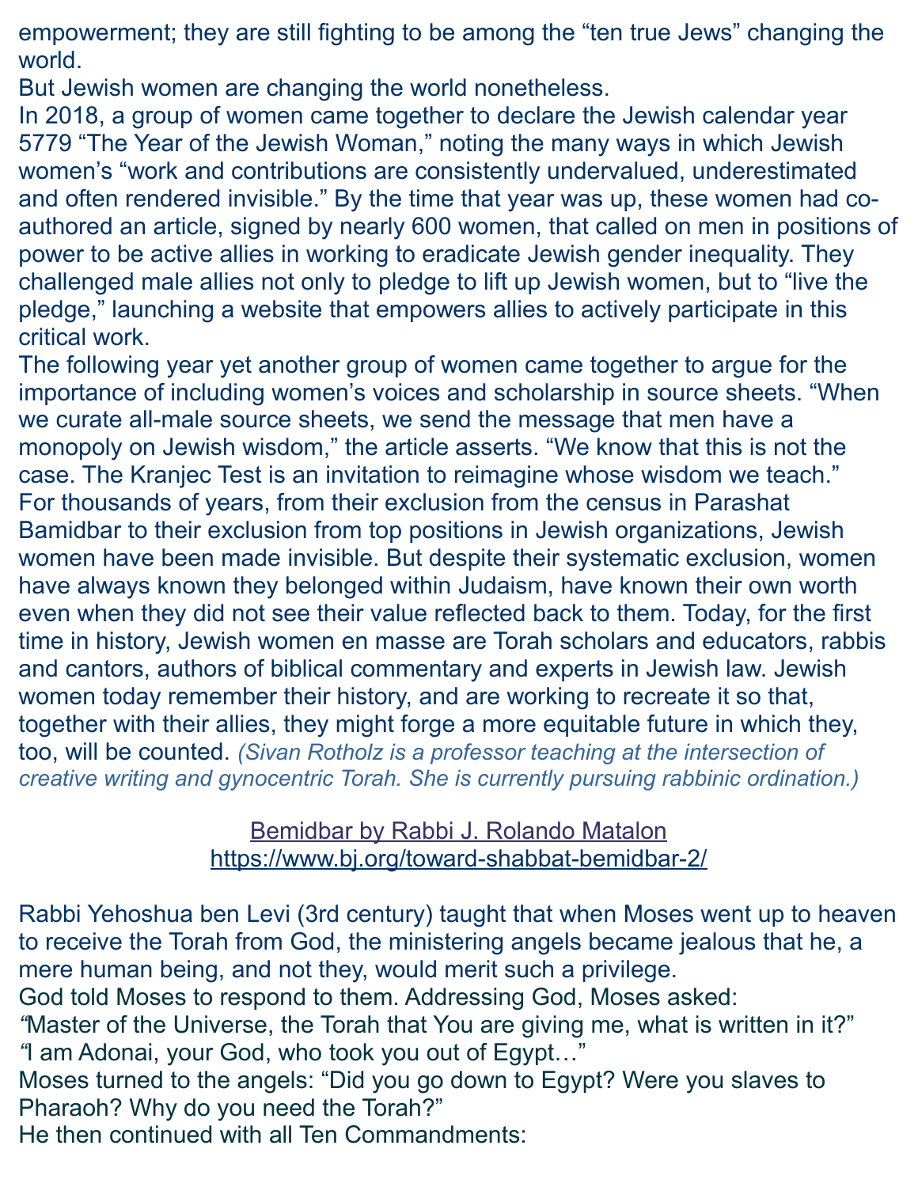empowerment; they are still fighting to be among the "ten true Jews" changing the world.

But Jewish women are changing the world nonetheless.

In 2018, a group of women came together to declare the Jewish calendar year 5779 "The Year of the Jewish Woman," noting the many ways in which Jewish women's "work and contributions are consistently undervalued, underestimated and often rendered invisible." By the time that year was up, these women had co-authored an article, signed by nearly 600 women, that called on men in positions of power to be active allies in working to eradicate Jewish gender inequality. They challenged male allies not only to pledge to lift up Jewish women, but to "live the pledge," launching a website that empowers allies to actively participate in this critical work.

The following year yet another group of women came together to argue for the importance of including women's voices and scholarship in source sheets. "When we curate all-male source sheets, we send the message that men have a monopoly on Jewish wisdom," the article asserts. "We know that this is not the case. The Kranjec Test is an invitation to reimagine whose wisdom we teach."

For thousands of years, from their exclusion from the census in Parashat Bamidbar to their exclusion from top positions in Jewish organizations, Jewish women have been made invisible. But despite their systematic exclusion, women have always known they belonged within Judaism, have known their own worth even when they did not see their value reflected back to them. Today, for the first time in history, Jewish women en masse are Torah scholars and educators, rabbis and cantors, authors of biblical commentary and experts in Jewish law. Jewish women today remember their history, and are working to recreate it so that, together with their allies, they might forge a more equitable future in which they, too, will be counted. *(Sivan Rotholz is a professor teaching at the intersection of creative writing and gynocentric Torah. She is currently pursuing rabbinic ordination.)*

Bemidbar by Rabbi J. Rolando Matalon
https://www.bj.org/toward-shabbat-bemidbar-2/

Rabbi Yehoshua ben Levi (3rd century) taught that when Moses went up to heaven to receive the Torah from God, the ministering angels became jealous that he, a mere human being, and not they, would merit such a privilege.

God told Moses to respond to them. Addressing God, Moses asked:

"Master of the Universe, the Torah that You are giving me, what is written in it?"

"I am Adonai, your God, who took you out of Egypt…"

Moses turned to the angels: "Did you go down to Egypt? Were you slaves to Pharaoh? Why do you need the Torah?"

He then continued with all Ten Commandments: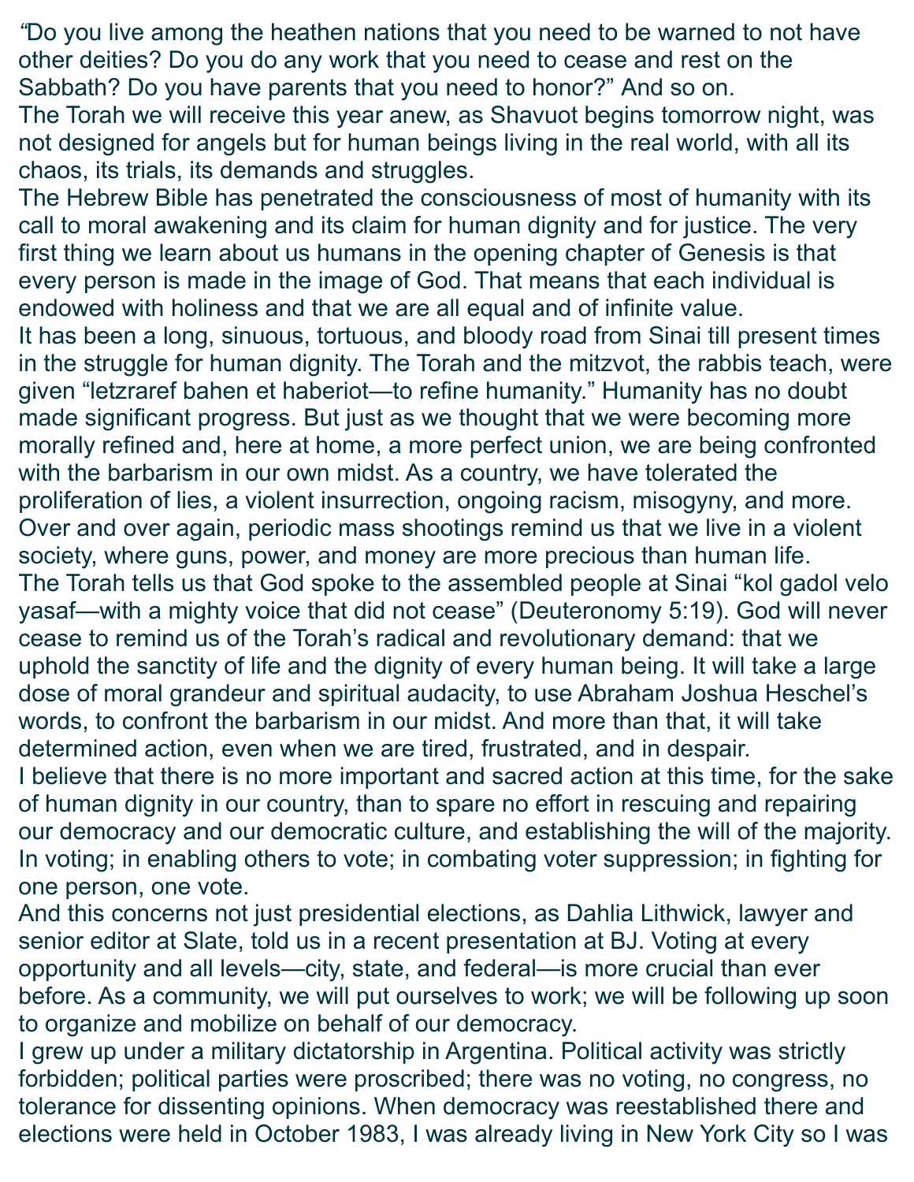"Do you live among the heathen nations that you need to be warned to not have other deities? Do you do any work that you need to cease and rest on the Sabbath? Do you have parents that you need to honor?" And so on.

The Torah we will receive this year anew, as Shavuot begins tomorrow night, was not designed for angels but for human beings living in the real world, with all its chaos, its trials, its demands and struggles.

The Hebrew Bible has penetrated the consciousness of most of humanity with its call to moral awakening and its claim for human dignity and for justice. The very first thing we learn about us humans in the opening chapter of Genesis is that every person is made in the image of God. That means that each individual is endowed with holiness and that we are all equal and of infinite value.

It has been a long, sinuous, tortuous, and bloody road from Sinai till present times in the struggle for human dignity. The Torah and the mitzvot, the rabbis teach, were given "letzraref bahen et haberiot—to refine humanity." Humanity has no doubt made significant progress. But just as we thought that we were becoming more morally refined and, here at home, a more perfect union, we are being confronted with the barbarism in our own midst. As a country, we have tolerated the proliferation of lies, a violent insurrection, ongoing racism, misogyny, and more. Over and over again, periodic mass shootings remind us that we live in a violent society, where guns, power, and money are more precious than human life.

The Torah tells us that God spoke to the assembled people at Sinai "kol gadol velo yasaf—with a mighty voice that did not cease" (Deuteronomy 5:19). God will never cease to remind us of the Torah's radical and revolutionary demand: that we uphold the sanctity of life and the dignity of every human being. It will take a large dose of moral grandeur and spiritual audacity, to use Abraham Joshua Heschel's words, to confront the barbarism in our midst. And more than that, it will take determined action, even when we are tired, frustrated, and in despair.

I believe that there is no more important and sacred action at this time, for the sake of human dignity in our country, than to spare no effort in rescuing and repairing our democracy and our democratic culture, and establishing the will of the majority. In voting; in enabling others to vote; in combating voter suppression; in fighting for one person, one vote.

And this concerns not just presidential elections, as Dahlia Lithwick, lawyer and senior editor at Slate, told us in a recent presentation at BJ. Voting at every opportunity and all levels—city, state, and federal—is more crucial than ever before. As a community, we will put ourselves to work; we will be following up soon to organize and mobilize on behalf of our democracy.

I grew up under a military dictatorship in Argentina. Political activity was strictly forbidden; political parties were proscribed; there was no voting, no congress, no tolerance for dissenting opinions. When democracy was reestablished there and elections were held in October 1983, I was already living in New York City so I was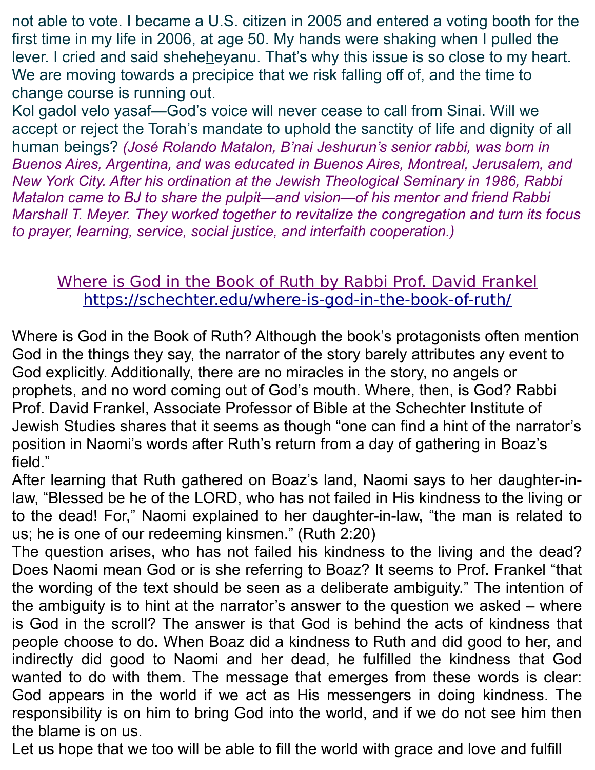not able to vote. I became a U.S. citizen in 2005 and entered a voting booth for the first time in my life in 2006, at age 50. My hands were shaking when I pulled the lever. I cried and said sheheheyanu. That's why this issue is so close to my heart. We are moving towards a precipice that we risk falling off of, and the time to change course is running out.

Kol gadol velo yasaf—God's voice will never cease to call from Sinai. Will we accept or reject the Torah's mandate to uphold the sanctity of life and dignity of all human beings? *(José Rolando Matalon, B'nai Jeshurun's senior rabbi, was born in Buenos Aires, Argentina, and was educated in Buenos Aires, Montreal, Jerusalem, and New York City. After his ordination at the Jewish Theological Seminary in 1986, Rabbi Matalon came to BJ to share the pulpit—and vision—of his mentor and friend Rabbi Marshall T. Meyer. They worked together to revitalize the congregation and turn its focus to prayer, learning, service, social justice, and interfaith cooperation.)*

## Where is God in the Book of Ruth by Rabbi Prof. David Frankel
https://schechter.edu/where-is-god-in-the-book-of-ruth/

Where is God in the Book of Ruth? Although the book's protagonists often mention God in the things they say, the narrator of the story barely attributes any event to God explicitly. Additionally, there are no miracles in the story, no angels or prophets, and no word coming out of God's mouth. Where, then, is God? Rabbi Prof. David Frankel, Associate Professor of Bible at the Schechter Institute of Jewish Studies shares that it seems as though "one can find a hint of the narrator's position in Naomi's words after Ruth's return from a day of gathering in Boaz's field."

After learning that Ruth gathered on Boaz's land, Naomi says to her daughter-in-law, "Blessed be he of the LORD, who has not failed in His kindness to the living or to the dead! For," Naomi explained to her daughter-in-law, "the man is related to us; he is one of our redeeming kinsmen." (Ruth 2:20)

The question arises, who has not failed his kindness to the living and the dead? Does Naomi mean God or is she referring to Boaz? It seems to Prof. Frankel "that the wording of the text should be seen as a deliberate ambiguity." The intention of the ambiguity is to hint at the narrator's answer to the question we asked – where is God in the scroll? The answer is that God is behind the acts of kindness that people choose to do. When Boaz did a kindness to Ruth and did good to her, and indirectly did good to Naomi and her dead, he fulfilled the kindness that God wanted to do with them. The message that emerges from these words is clear: God appears in the world if we act as His messengers in doing kindness. The responsibility is on him to bring God into the world, and if we do not see him then the blame is on us.

Let us hope that we too will be able to fill the world with grace and love and fulfill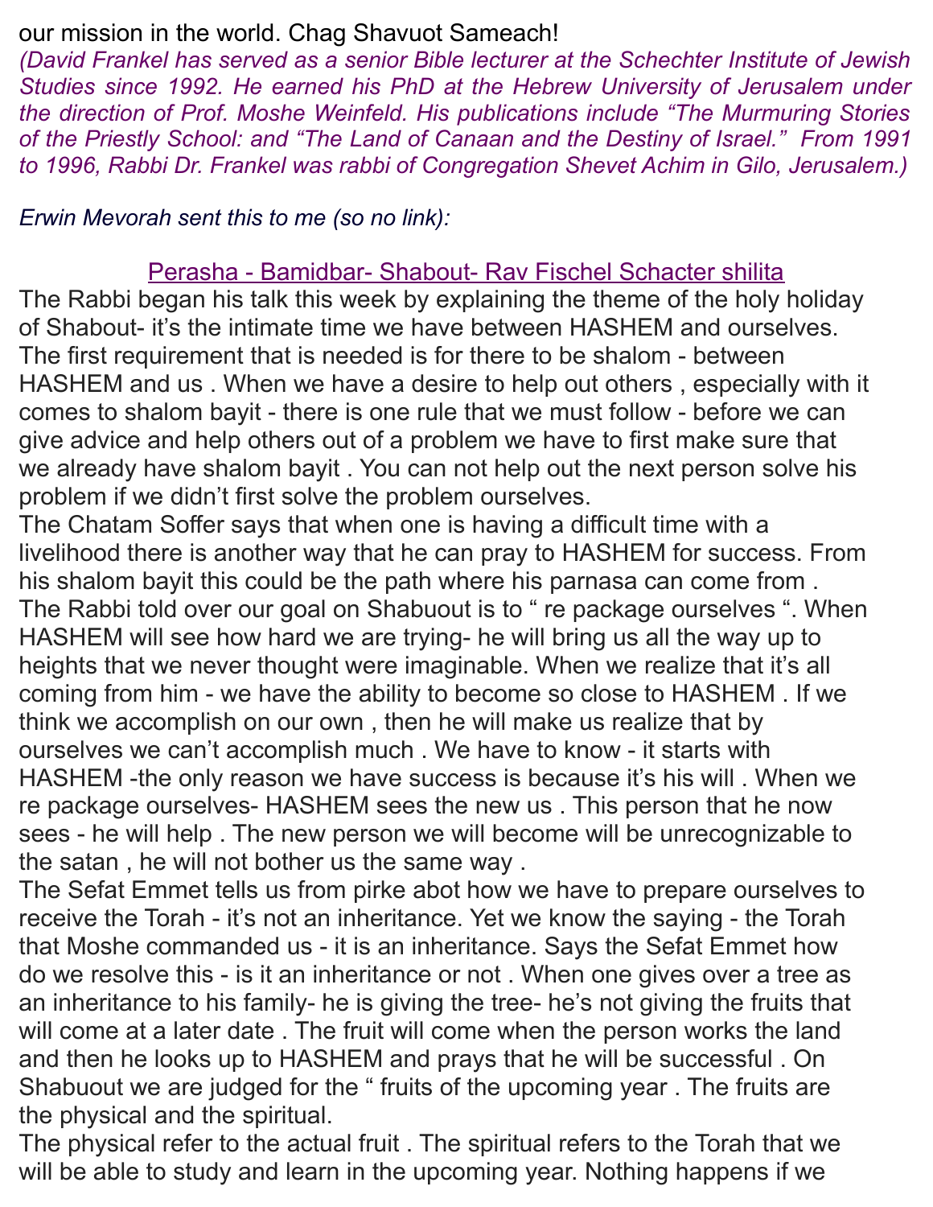our mission in the world. Chag Shavuot Sameach!

*(David Frankel has served as a senior Bible lecturer at the Schechter Institute of Jewish Studies since 1992. He earned his PhD at the Hebrew University of Jerusalem under the direction of Prof. Moshe Weinfeld. His publications include "The Murmuring Stories of the Priestly School: and "The Land of Canaan and the Destiny of Israel." From 1991 to 1996, Rabbi Dr. Frankel was rabbi of Congregation Shevet Achim in Gilo, Jerusalem.)*

*Erwin Mevorah sent this to me (so no link):*

## Perasha - Bamidbar- Shabout- Rav Fischel Schacter shilita

The Rabbi began his talk this week by explaining the theme of the holy holiday of Shabout- it's the intimate time we have between HASHEM and ourselves. The first requirement that is needed is for there to be shalom - between HASHEM and us . When we have a desire to help out others , especially with it comes to shalom bayit - there is one rule that we must follow - before we can give advice and help others out of a problem we have to first make sure that we already have shalom bayit . You can not help out the next person solve his problem if we didn't first solve the problem ourselves.

The Chatam Soffer says that when one is having a difficult time with a livelihood there is another way that he can pray to HASHEM for success. From his shalom bayit this could be the path where his parnasa can come from .

The Rabbi told over our goal on Shabuout is to " re package ourselves ". When HASHEM will see how hard we are trying- he will bring us all the way up to heights that we never thought were imaginable. When we realize that it's all coming from him - we have the ability to become so close to HASHEM . If we think we accomplish on our own , then he will make us realize that by ourselves we can't accomplish much . We have to know - it starts with HASHEM -the only reason we have success is because it's his will . When we re package ourselves- HASHEM sees the new us . This person that he now sees - he will help . The new person we will become will be unrecognizable to the satan , he will not bother us the same way .

The Sefat Emmet tells us from pirke abot how we have to prepare ourselves to receive the Torah - it's not an inheritance. Yet we know the saying - the Torah that Moshe commanded us - it is an inheritance. Says the Sefat Emmet how do we resolve this - is it an inheritance or not . When one gives over a tree as an inheritance to his family- he is giving the tree- he's not giving the fruits that will come at a later date . The fruit will come when the person works the land and then he looks up to HASHEM and prays that he will be successful . On Shabuout we are judged for the " fruits of the upcoming year . The fruits are the physical and the spiritual.

The physical refer to the actual fruit . The spiritual refers to the Torah that we will be able to study and learn in the upcoming year. Nothing happens if we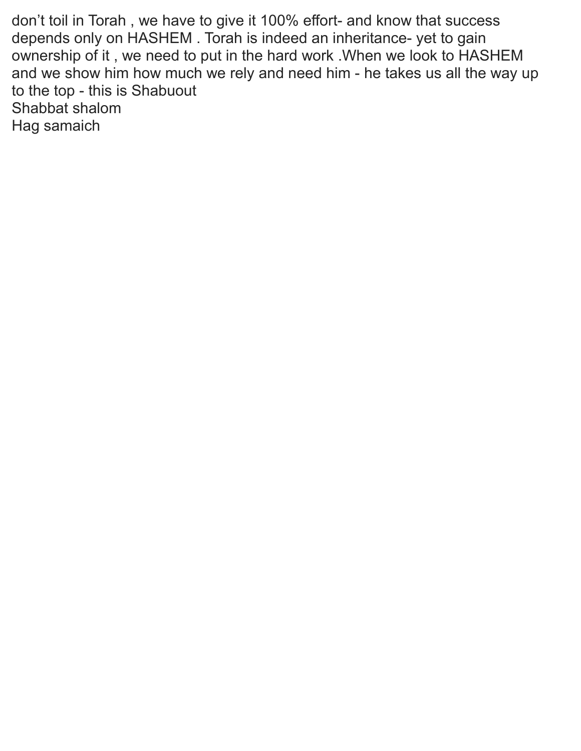don’t toil in Torah , we have to give it 100% effort- and know that success depends only on HASHEM . Torah is indeed an inheritance- yet to gain ownership of it , we need to put in the hard work .When we look to HASHEM and we show him how much we rely and need him - he takes us all the way up to the top - this is Shabuout

Shabbat shalom

Hag samaich